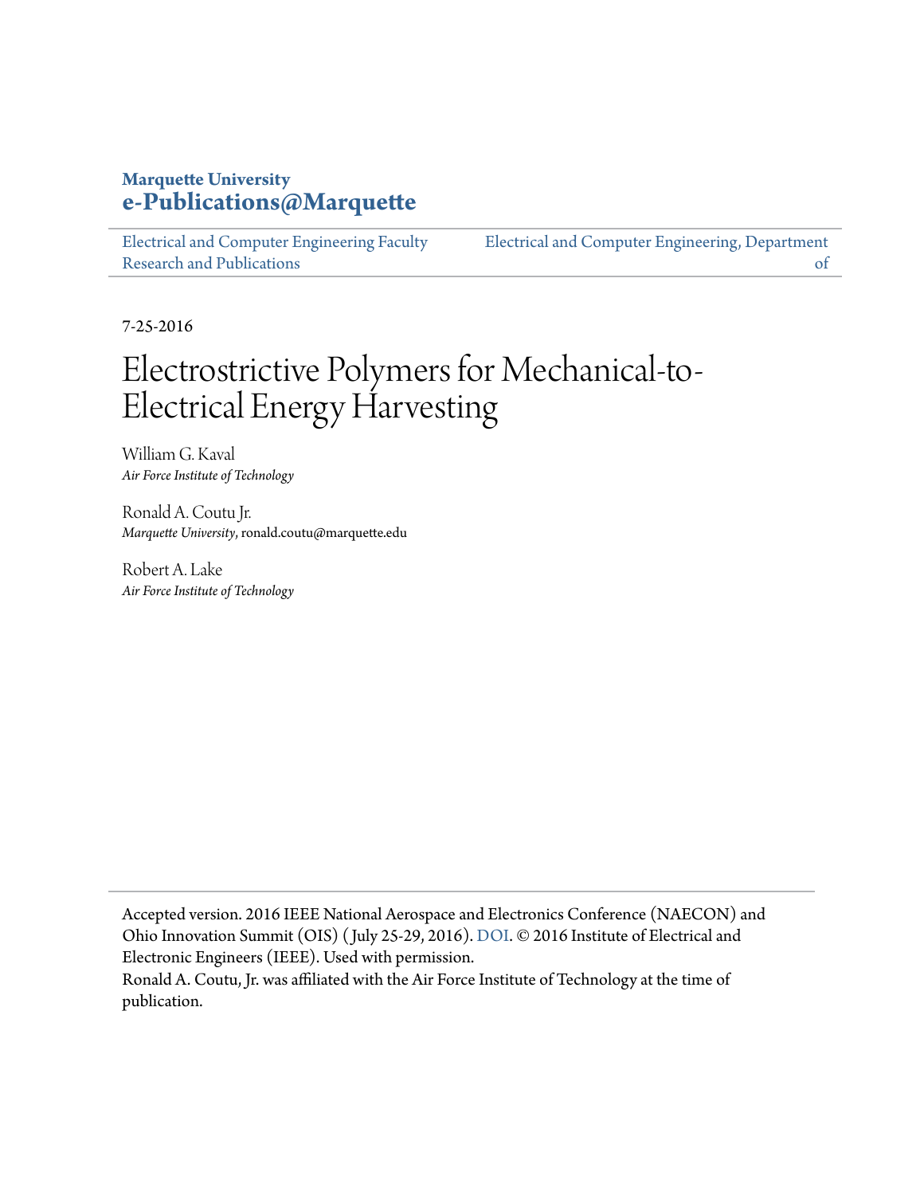Marquette University
**e-Publications@Marquette**

Electrical and Computer Engineering Faculty Research and Publications

Electrical and Computer Engineering, Department of

7-25-2016

# Electrostrictive Polymers for Mechanical-to-Electrical Energy Harvesting

William G. Kaval
*Air Force Institute of Technology*

Ronald A. Coutu Jr.
*Marquette University*, ronald.coutu@marquette.edu

Robert A. Lake
*Air Force Institute of Technology*

Accepted version. 2016 IEEE National Aerospace and Electronics Conference (NAECON) and Ohio Innovation Summit (OIS) (July 25-29, 2016). DOI. © 2016 Institute of Electrical and Electronic Engineers (IEEE). Used with permission.
Ronald A. Coutu, Jr. was affiliated with the Air Force Institute of Technology at the time of publication.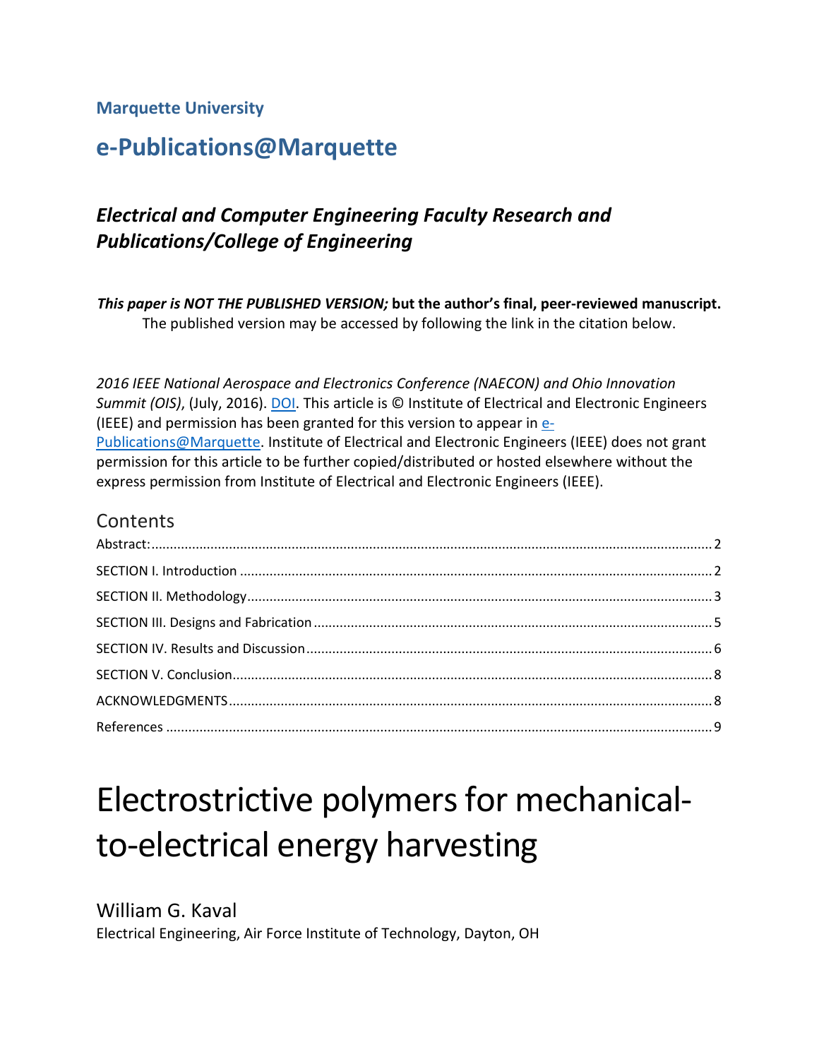**Marquette University**

# e-Publications@Marquette

## *Electrical and Computer Engineering Faculty Research and Publications/College of Engineering*

***This paper is NOT THE PUBLISHED VERSION;* but the author's final, peer-reviewed manuscript.** The published version may be accessed by following the link in the citation below.

*2016 IEEE National Aerospace and Electronics Conference (NAECON) and Ohio Innovation Summit (OIS)*, (July, 2016). DOI. This article is © Institute of Electrical and Electronic Engineers (IEEE) and permission has been granted for this version to appear in e-Publications@Marquette. Institute of Electrical and Electronic Engineers (IEEE) does not grant permission for this article to be further copied/distributed or hosted elsewhere without the express permission from Institute of Electrical and Electronic Engineers (IEEE).

## Contents

Abstract: ..... 2
SECTION I. Introduction ..... 2
SECTION II. Methodology ..... 3
SECTION III. Designs and Fabrication ..... 5
SECTION IV. Results and Discussion ..... 6
SECTION V. Conclusion ..... 8
ACKNOWLEDGMENTS ..... 8
References ..... 9

# Electrostrictive polymers for mechanical-to-electrical energy harvesting

William G. Kaval
Electrical Engineering, Air Force Institute of Technology, Dayton, OH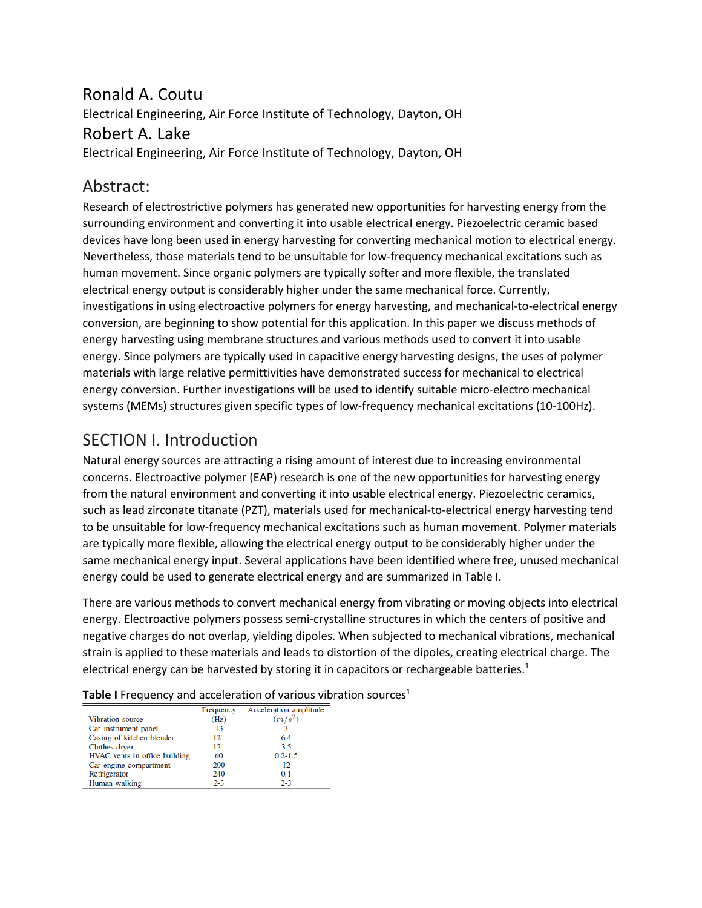## Ronald A. Coutu

Electrical Engineering, Air Force Institute of Technology, Dayton, OH

## Robert A. Lake

Electrical Engineering, Air Force Institute of Technology, Dayton, OH

## Abstract:

Research of electrostrictive polymers has generated new opportunities for harvesting energy from the surrounding environment and converting it into usable electrical energy. Piezoelectric ceramic based devices have long been used in energy harvesting for converting mechanical motion to electrical energy. Nevertheless, those materials tend to be unsuitable for low-frequency mechanical excitations such as human movement. Since organic polymers are typically softer and more flexible, the translated electrical energy output is considerably higher under the same mechanical force. Currently, investigations in using electroactive polymers for energy harvesting, and mechanical-to-electrical energy conversion, are beginning to show potential for this application. In this paper we discuss methods of energy harvesting using membrane structures and various methods used to convert it into usable energy. Since polymers are typically used in capacitive energy harvesting designs, the uses of polymer materials with large relative permittivities have demonstrated success for mechanical to electrical energy conversion. Further investigations will be used to identify suitable micro-electro mechanical systems (MEMs) structures given specific types of low-frequency mechanical excitations (10-100Hz).

## SECTION I. Introduction

Natural energy sources are attracting a rising amount of interest due to increasing environmental concerns. Electroactive polymer (EAP) research is one of the new opportunities for harvesting energy from the natural environment and converting it into usable electrical energy. Piezoelectric ceramics, such as lead zirconate titanate (PZT), materials used for mechanical-to-electrical energy harvesting tend to be unsuitable for low-frequency mechanical excitations such as human movement. Polymer materials are typically more flexible, allowing the electrical energy output to be considerably higher under the same mechanical energy input. Several applications have been identified where free, unused mechanical energy could be used to generate electrical energy and are summarized in Table I.

There are various methods to convert mechanical energy from vibrating or moving objects into electrical energy. Electroactive polymers possess semi-crystalline structures in which the centers of positive and negative charges do not overlap, yielding dipoles. When subjected to mechanical vibrations, mechanical strain is applied to these materials and leads to distortion of the dipoles, creating electrical charge. The electrical energy can be harvested by storing it in capacitors or rechargeable batteries.[1]

**Table I** Frequency and acceleration of various vibration sources[1]

| Vibration source | Frequency (Hz) | Acceleration amplitude ($m/s^2$) |
|---|---|---|
| Car instrument panel | 13 | 3 |
| Casing of kitchen blender | 121 | 6.4 |
| Clothes dryer | 121 | 3.5 |
| HVAC vents in office building | 60 | 0.2-1.5 |
| Car engine compartment | 200 | 12 |
| Refrigerator | 240 | 0.1 |
| Human walking | 2-3 | 2-3 |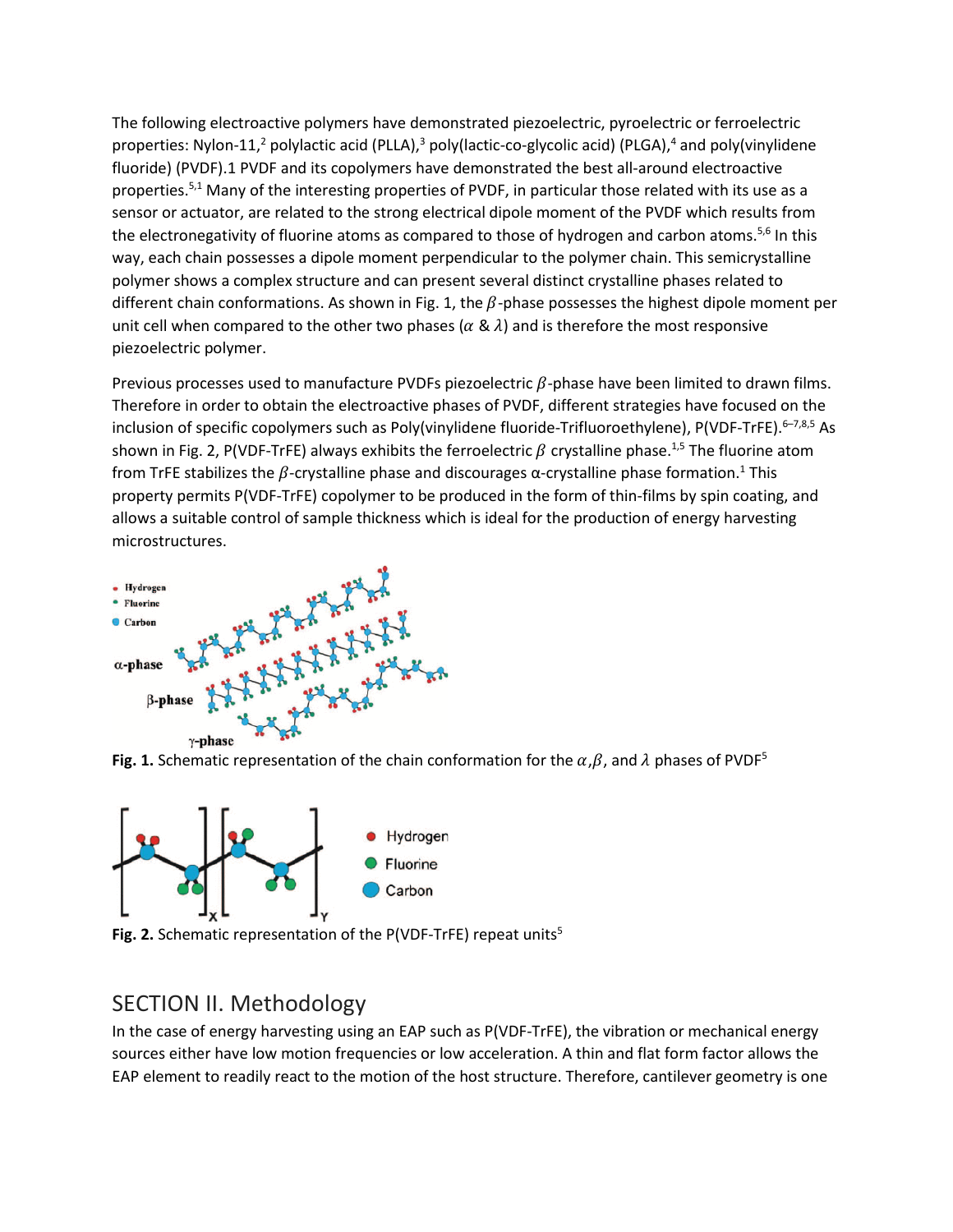The following electroactive polymers have demonstrated piezoelectric, pyroelectric or ferroelectric properties: Nylon-11,[2] polylactic acid (PLLA),[3] poly(lactic-co-glycolic acid) (PLGA),[4] and poly(vinylidene fluoride) (PVDF).1 PVDF and its copolymers have demonstrated the best all-around electroactive properties.[5,1] Many of the interesting properties of PVDF, in particular those related with its use as a sensor or actuator, are related to the strong electrical dipole moment of the PVDF which results from the electronegativity of fluorine atoms as compared to those of hydrogen and carbon atoms.[5,6] In this way, each chain possesses a dipole moment perpendicular to the polymer chain. This semicrystalline polymer shows a complex structure and can present several distinct crystalline phases related to different chain conformations. As shown in Fig. 1, the $\beta$-phase possesses the highest dipole moment per unit cell when compared to the other two phases ($\alpha$ & $\lambda$) and is therefore the most responsive piezoelectric polymer.

Previous processes used to manufacture PVDFs piezoelectric $\beta$-phase have been limited to drawn films. Therefore in order to obtain the electroactive phases of PVDF, different strategies have focused on the inclusion of specific copolymers such as Poly(vinylidene fluoride-Trifluoroethylene), P(VDF-TrFE).[6–7,8,5] As shown in Fig. 2, P(VDF-TrFE) always exhibits the ferroelectric $\beta$ crystalline phase.[1,5] The fluorine atom from TrFE stabilizes the $\beta$-crystalline phase and discourages α-crystalline phase formation.[1] This property permits P(VDF-TrFE) copolymer to be produced in the form of thin-films by spin coating, and allows a suitable control of sample thickness which is ideal for the production of energy harvesting microstructures.

**Fig. 1.** Schematic representation of the chain conformation for the $\alpha$,$\beta$, and $\lambda$ phases of PVDF[5]

**Fig. 2.** Schematic representation of the P(VDF-TrFE) repeat units[5]

## SECTION II. Methodology

In the case of energy harvesting using an EAP such as P(VDF-TrFE), the vibration or mechanical energy sources either have low motion frequencies or low acceleration. A thin and flat form factor allows the EAP element to readily react to the motion of the host structure. Therefore, cantilever geometry is one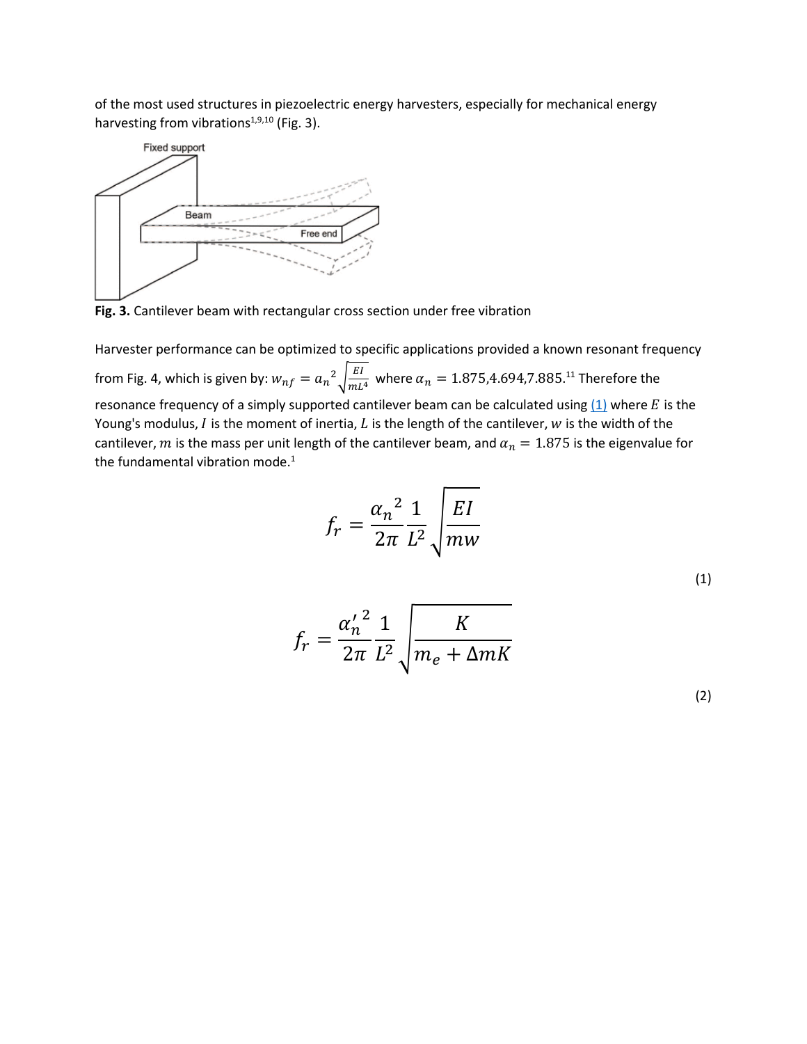of the most used structures in piezoelectric energy harvesters, especially for mechanical energy harvesting from vibrations[1,9,10] (Fig. 3).

**Fig. 3.** Cantilever beam with rectangular cross section under free vibration

Harvester performance can be optimized to specific applications provided a known resonant frequency from Fig. 4, which is given by: $w_{nf} = {\alpha_n}^2 \sqrt{\frac{EI}{mL^4}}$ where $\alpha_n = 1.875, 4.694, 7.885$.[11] Therefore the resonance frequency of a simply supported cantilever beam can be calculated using (1) where $E$ is the Young's modulus, $I$ is the moment of inertia, $L$ is the length of the cantilever, $w$ is the width of the cantilever, $m$ is the mass per unit length of the cantilever beam, and $\alpha_n = 1.875$ is the eigenvalue for the fundamental vibration mode.[1]

$$f_r = \frac{{\alpha_n}^2}{2\pi} \frac{1}{L^2} \sqrt{\frac{EI}{mw}} \tag{1}$$

$$f_r = \frac{{\alpha'_n}^2}{2\pi} \frac{1}{L^2} \sqrt{\frac{K}{m_e + \Delta m K}} \tag{2}$$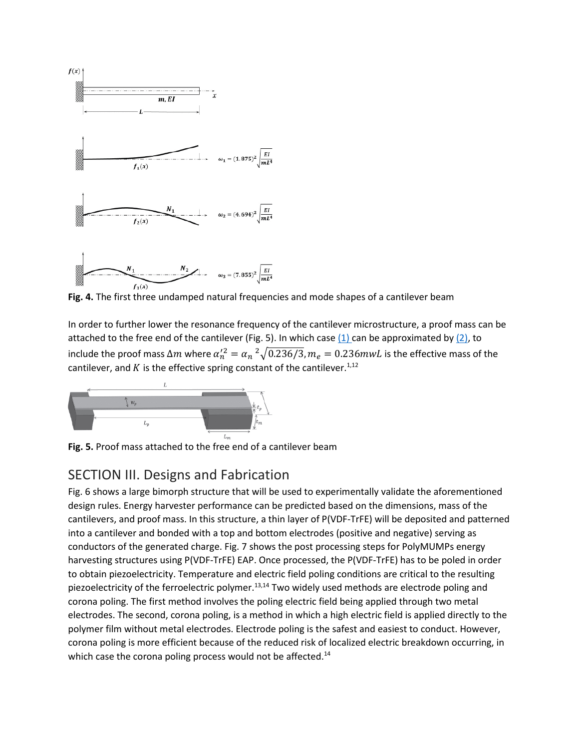**Fig. 4.** The first three undamped natural frequencies and mode shapes of a cantilever beam

In order to further lower the resonance frequency of the cantilever microstructure, a proof mass can be attached to the free end of the cantilever (Fig. 5). In which case (1) can be approximated by (2), to include the proof mass $\Delta m$ where $\alpha_n'^2 = \alpha_n{}^2\sqrt{0.236/3}, m_e = 0.236mwL$ is the effective mass of the cantilever, and $K$ is the effective spring constant of the cantilever.[1,12]

**Fig. 5.** Proof mass attached to the free end of a cantilever beam

## SECTION III. Designs and Fabrication

Fig. 6 shows a large bimorph structure that will be used to experimentally validate the aforementioned design rules. Energy harvester performance can be predicted based on the dimensions, mass of the cantilevers, and proof mass. In this structure, a thin layer of P(VDF-TrFE) will be deposited and patterned into a cantilever and bonded with a top and bottom electrodes (positive and negative) serving as conductors of the generated charge. Fig. 7 shows the post processing steps for PolyMUMPs energy harvesting structures using P(VDF-TrFE) EAP. Once processed, the P(VDF-TrFE) has to be poled in order to obtain piezoelectricity. Temperature and electric field poling conditions are critical to the resulting piezoelectricity of the ferroelectric polymer.[13,14] Two widely used methods are electrode poling and corona poling. The first method involves the poling electric field being applied through two metal electrodes. The second, corona poling, is a method in which a high electric field is applied directly to the polymer film without metal electrodes. Electrode poling is the safest and easiest to conduct. However, corona poling is more efficient because of the reduced risk of localized electric breakdown occurring, in which case the corona poling process would not be affected.[14]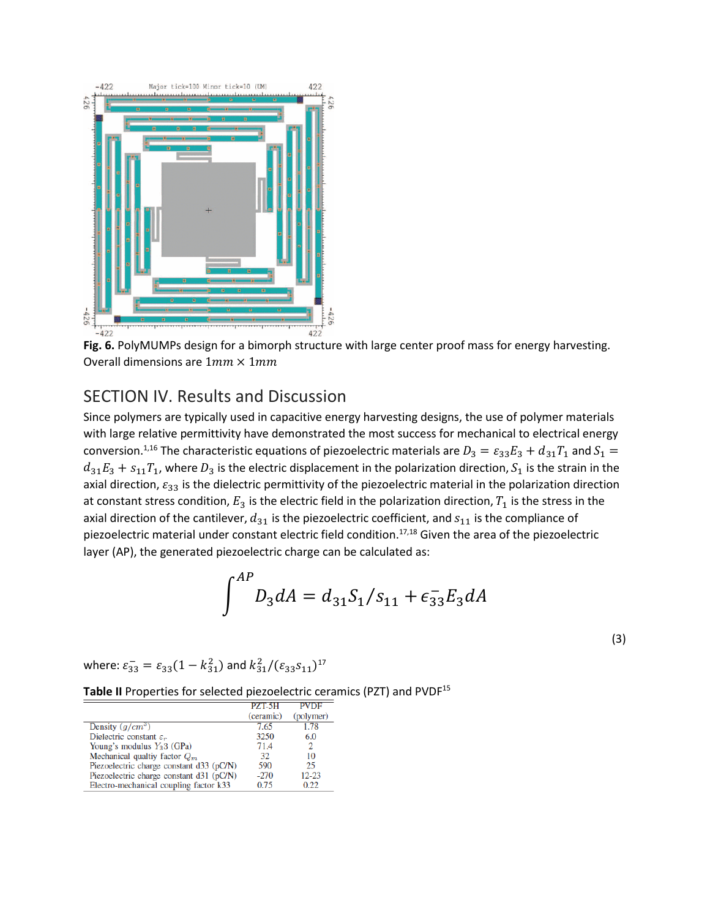**Fig. 6.** PolyMUMPs design for a bimorph structure with large center proof mass for energy harvesting. Overall dimensions are $1mm \times 1mm$

## SECTION IV. Results and Discussion

Since polymers are typically used in capacitive energy harvesting designs, the use of polymer materials with large relative permittivity have demonstrated the most success for mechanical to electrical energy conversion.[1,16] The characteristic equations of piezoelectric materials are $D_3 = \varepsilon_{33}E_3 + d_{31}T_1$ and $S_1 = d_{31}E_3 + s_{11}T_1$, where $D_3$ is the electric displacement in the polarization direction, $S_1$ is the strain in the axial direction, $\varepsilon_{33}$ is the dielectric permittivity of the piezoelectric material in the polarization direction at constant stress condition, $E_3$ is the electric field in the polarization direction, $T_1$ is the stress in the axial direction of the cantilever, $d_{31}$ is the piezoelectric coefficient, and $s_{11}$ is the compliance of piezoelectric material under constant electric field condition.[17,18] Given the area of the piezoelectric layer (AP), the generated piezoelectric charge can be calculated as:

$$\int^{AP} D_3 dA = d_{31}S_1/s_{11} + \epsilon_{33}^{-}E_3 dA \tag{3}$$

where: $\varepsilon_{33}^{-} = \varepsilon_{33}(1 - k_{31}^2)$ and $k_{31}^2/(\varepsilon_{33}s_{11})$[17]

**Table II** Properties for selected piezoelectric ceramics (PZT) and PVDF[15]

| | PZT-5H (ceramic) | PVDF (polymer) |
|---|---|---|
| Density $(g/cm^3)$ | 7.65 | 1.78 |
| Dielectric constant $\varepsilon_r$ | 3250 | 6.0 |
| Young's modulus $Y_33$ (GPa) | 71.4 | 2 |
| Mechanical qualtiy factor $Q_m$ | 32 | 10 |
| Piezoelectric charge constant d33 (pC/N) | 590 | 25 |
| Piezoelectric charge constant d31 (pC/N) | -270 | 12-23 |
| Electro-mechanical coupling factor k33 | 0.75 | 0.22 |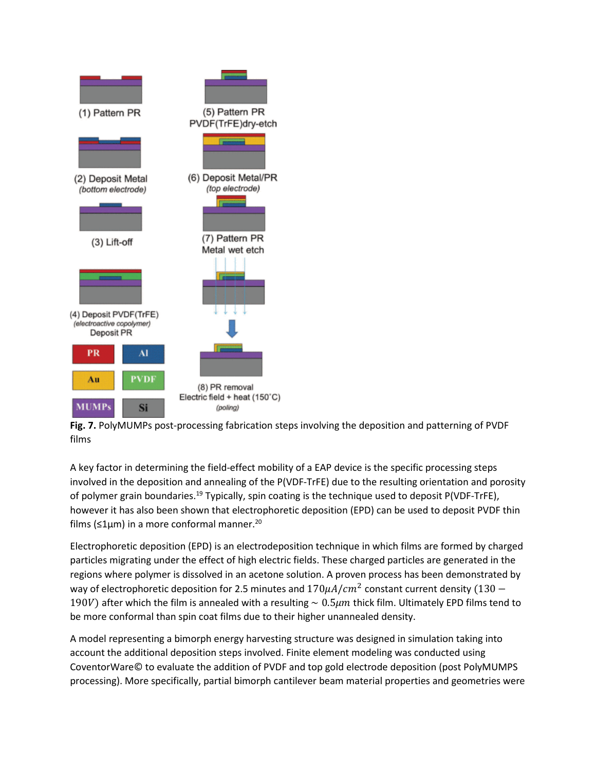**Fig. 7.** PolyMUMPs post-processing fabrication steps involving the deposition and patterning of PVDF films

A key factor in determining the field-effect mobility of a EAP device is the specific processing steps involved in the deposition and annealing of the P(VDF-TrFE) due to the resulting orientation and porosity of polymer grain boundaries.[19] Typically, spin coating is the technique used to deposit P(VDF-TrFE), however it has also been shown that electrophoretic deposition (EPD) can be used to deposit PVDF thin films (≤1μm) in a more conformal manner.[20]

Electrophoretic deposition (EPD) is an electrodeposition technique in which films are formed by charged particles migrating under the effect of high electric fields. These charged particles are generated in the regions where polymer is dissolved in an acetone solution. A proven process has been demonstrated by way of electrophoretic deposition for 2.5 minutes and $170\mu A/cm^2$ constant current density ($130-190V$) after which the film is annealed with a resulting $\sim 0.5\mu m$ thick film. Ultimately EPD films tend to be more conformal than spin coat films due to their higher unannealed density.

A model representing a bimorph energy harvesting structure was designed in simulation taking into account the additional deposition steps involved. Finite element modeling was conducted using CoventorWare© to evaluate the addition of PVDF and top gold electrode deposition (post PolyMUMPS processing). More specifically, partial bimorph cantilever beam material properties and geometries were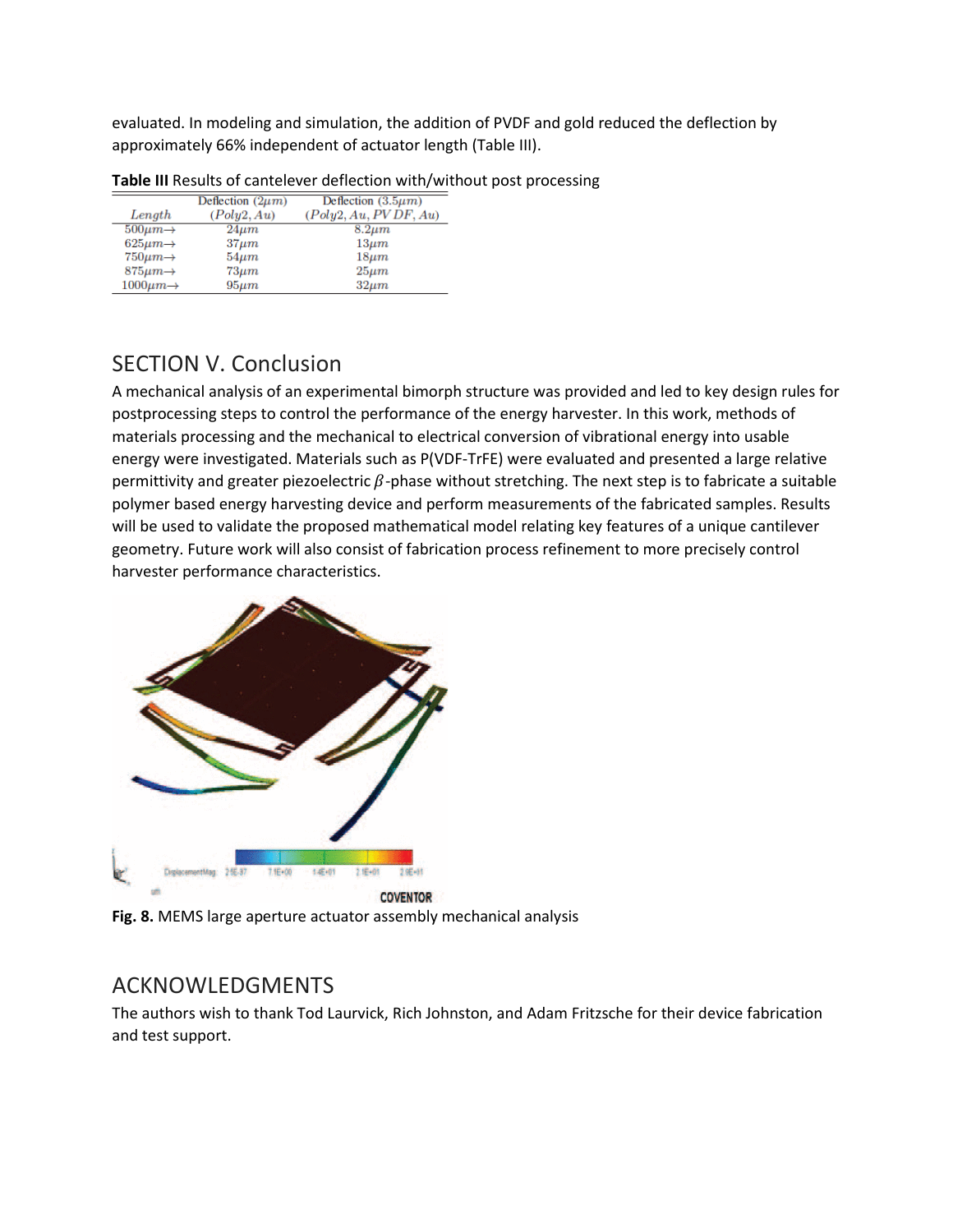evaluated. In modeling and simulation, the addition of PVDF and gold reduced the deflection by approximately 66% independent of actuator length (Table III).

**Table III** Results of cantelever deflection with/without post processing

| Length | Deflection ($2\mu m$) ($Poly2, Au$) | Deflection ($3.5\mu m$) ($Poly2, Au, PVDF, Au$) |
|---|---|---|
| $500\mu m \rightarrow$ | $24\mu m$ | $8.2\mu m$ |
| $625\mu m \rightarrow$ | $37\mu m$ | $13\mu m$ |
| $750\mu m \rightarrow$ | $54\mu m$ | $18\mu m$ |
| $875\mu m \rightarrow$ | $73\mu m$ | $25\mu m$ |
| $1000\mu m \rightarrow$ | $95\mu m$ | $32\mu m$ |

## SECTION V. Conclusion

A mechanical analysis of an experimental bimorph structure was provided and led to key design rules for postprocessing steps to control the performance of the energy harvester. In this work, methods of materials processing and the mechanical to electrical conversion of vibrational energy into usable energy were investigated. Materials such as P(VDF-TrFE) were evaluated and presented a large relative permittivity and greater piezoelectric $\beta$-phase without stretching. The next step is to fabricate a suitable polymer based energy harvesting device and perform measurements of the fabricated samples. Results will be used to validate the proposed mathematical model relating key features of a unique cantilever geometry. Future work will also consist of fabrication process refinement to more precisely control harvester performance characteristics.

**Fig. 8.** MEMS large aperture actuator assembly mechanical analysis

## ACKNOWLEDGMENTS

The authors wish to thank Tod Laurvick, Rich Johnston, and Adam Fritzsche for their device fabrication and test support.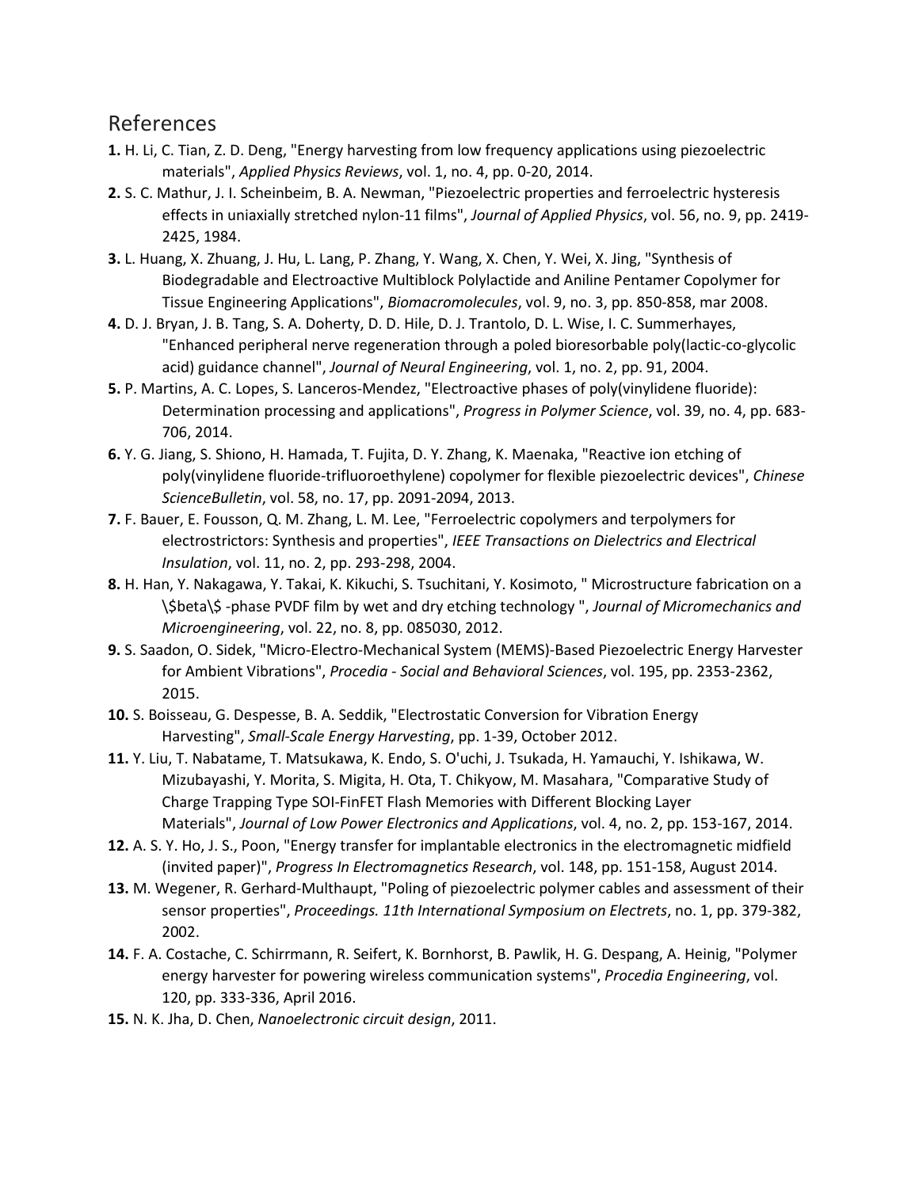## References

**1.** H. Li, C. Tian, Z. D. Deng, "Energy harvesting from low frequency applications using piezoelectric materials", *Applied Physics Reviews*, vol. 1, no. 4, pp. 0-20, 2014.

**2.** S. C. Mathur, J. I. Scheinbeim, B. A. Newman, "Piezoelectric properties and ferroelectric hysteresis effects in uniaxially stretched nylon-11 films", *Journal of Applied Physics*, vol. 56, no. 9, pp. 2419-2425, 1984.

**3.** L. Huang, X. Zhuang, J. Hu, L. Lang, P. Zhang, Y. Wang, X. Chen, Y. Wei, X. Jing, "Synthesis of Biodegradable and Electroactive Multiblock Polylactide and Aniline Pentamer Copolymer for Tissue Engineering Applications", *Biomacromolecules*, vol. 9, no. 3, pp. 850-858, mar 2008.

**4.** D. J. Bryan, J. B. Tang, S. A. Doherty, D. D. Hile, D. J. Trantolo, D. L. Wise, I. C. Summerhayes, "Enhanced peripheral nerve regeneration through a poled bioresorbable poly(lactic-co-glycolic acid) guidance channel", *Journal of Neural Engineering*, vol. 1, no. 2, pp. 91, 2004.

**5.** P. Martins, A. C. Lopes, S. Lanceros-Mendez, "Electroactive phases of poly(vinylidene fluoride): Determination processing and applications", *Progress in Polymer Science*, vol. 39, no. 4, pp. 683-706, 2014.

**6.** Y. G. Jiang, S. Shiono, H. Hamada, T. Fujita, D. Y. Zhang, K. Maenaka, "Reactive ion etching of poly(vinylidene fluoride-trifluoroethylene) copolymer for flexible piezoelectric devices", *Chinese ScienceBulletin*, vol. 58, no. 17, pp. 2091-2094, 2013.

**7.** F. Bauer, E. Fousson, Q. M. Zhang, L. M. Lee, "Ferroelectric copolymers and terpolymers for electrostrictors: Synthesis and properties", *IEEE Transactions on Dielectrics and Electrical Insulation*, vol. 11, no. 2, pp. 293-298, 2004.

**8.** H. Han, Y. Nakagawa, Y. Takai, K. Kikuchi, S. Tsuchitani, Y. Kosimoto, " Microstructure fabrication on a \$beta\$ -phase PVDF film by wet and dry etching technology ", *Journal of Micromechanics and Microengineering*, vol. 22, no. 8, pp. 085030, 2012.

**9.** S. Saadon, O. Sidek, "Micro-Electro-Mechanical System (MEMS)-Based Piezoelectric Energy Harvester for Ambient Vibrations", *Procedia - Social and Behavioral Sciences*, vol. 195, pp. 2353-2362, 2015.

**10.** S. Boisseau, G. Despesse, B. A. Seddik, "Electrostatic Conversion for Vibration Energy Harvesting", *Small-Scale Energy Harvesting*, pp. 1-39, October 2012.

**11.** Y. Liu, T. Nabatame, T. Matsukawa, K. Endo, S. O'uchi, J. Tsukada, H. Yamauchi, Y. Ishikawa, W. Mizubayashi, Y. Morita, S. Migita, H. Ota, T. Chikyow, M. Masahara, "Comparative Study of Charge Trapping Type SOI-FinFET Flash Memories with Different Blocking Layer Materials", *Journal of Low Power Electronics and Applications*, vol. 4, no. 2, pp. 153-167, 2014.

**12.** A. S. Y. Ho, J. S., Poon, "Energy transfer for implantable electronics in the electromagnetic midfield (invited paper)", *Progress In Electromagnetics Research*, vol. 148, pp. 151-158, August 2014.

**13.** M. Wegener, R. Gerhard-Multhaupt, "Poling of piezoelectric polymer cables and assessment of their sensor properties", *Proceedings. 11th International Symposium on Electrets*, no. 1, pp. 379-382, 2002.

**14.** F. A. Costache, C. Schirrmann, R. Seifert, K. Bornhorst, B. Pawlik, H. G. Despang, A. Heinig, "Polymer energy harvester for powering wireless communication systems", *Procedia Engineering*, vol. 120, pp. 333-336, April 2016.

**15.** N. K. Jha, D. Chen, *Nanoelectronic circuit design*, 2011.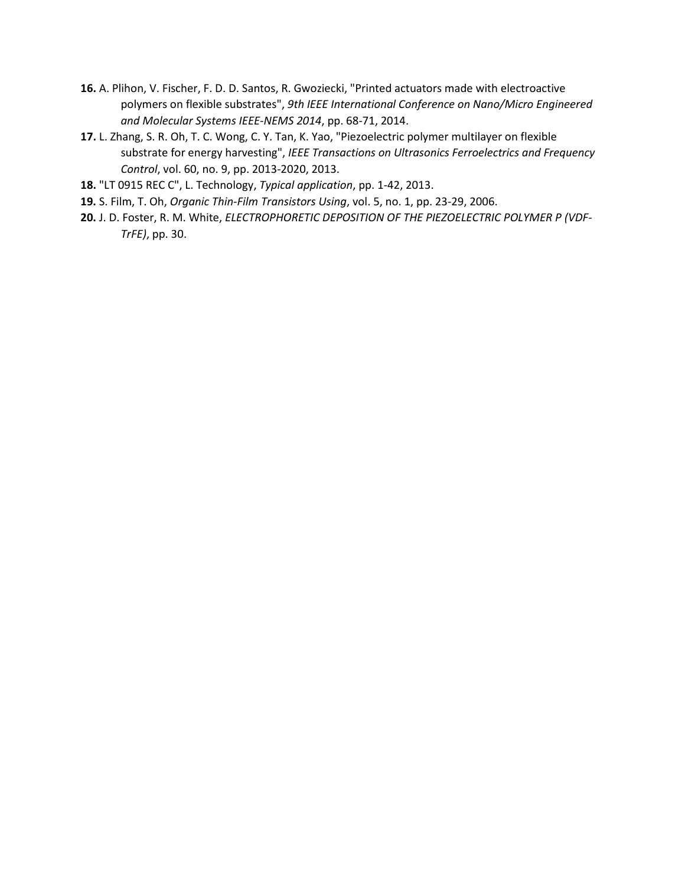**16.** A. Plihon, V. Fischer, F. D. D. Santos, R. Gwoziecki, "Printed actuators made with electroactive polymers on flexible substrates", *9th IEEE International Conference on Nano/Micro Engineered and Molecular Systems IEEE-NEMS 2014*, pp. 68-71, 2014.

**17.** L. Zhang, S. R. Oh, T. C. Wong, C. Y. Tan, K. Yao, "Piezoelectric polymer multilayer on flexible substrate for energy harvesting", *IEEE Transactions on Ultrasonics Ferroelectrics and Frequency Control*, vol. 60, no. 9, pp. 2013-2020, 2013.

**18.** "LT 0915 REC C", L. Technology, *Typical application*, pp. 1-42, 2013.

**19.** S. Film, T. Oh, *Organic Thin-Film Transistors Using*, vol. 5, no. 1, pp. 23-29, 2006.

**20.** J. D. Foster, R. M. White, *ELECTROPHORETIC DEPOSITION OF THE PIEZOELECTRIC POLYMER P (VDF-TrFE)*, pp. 30.